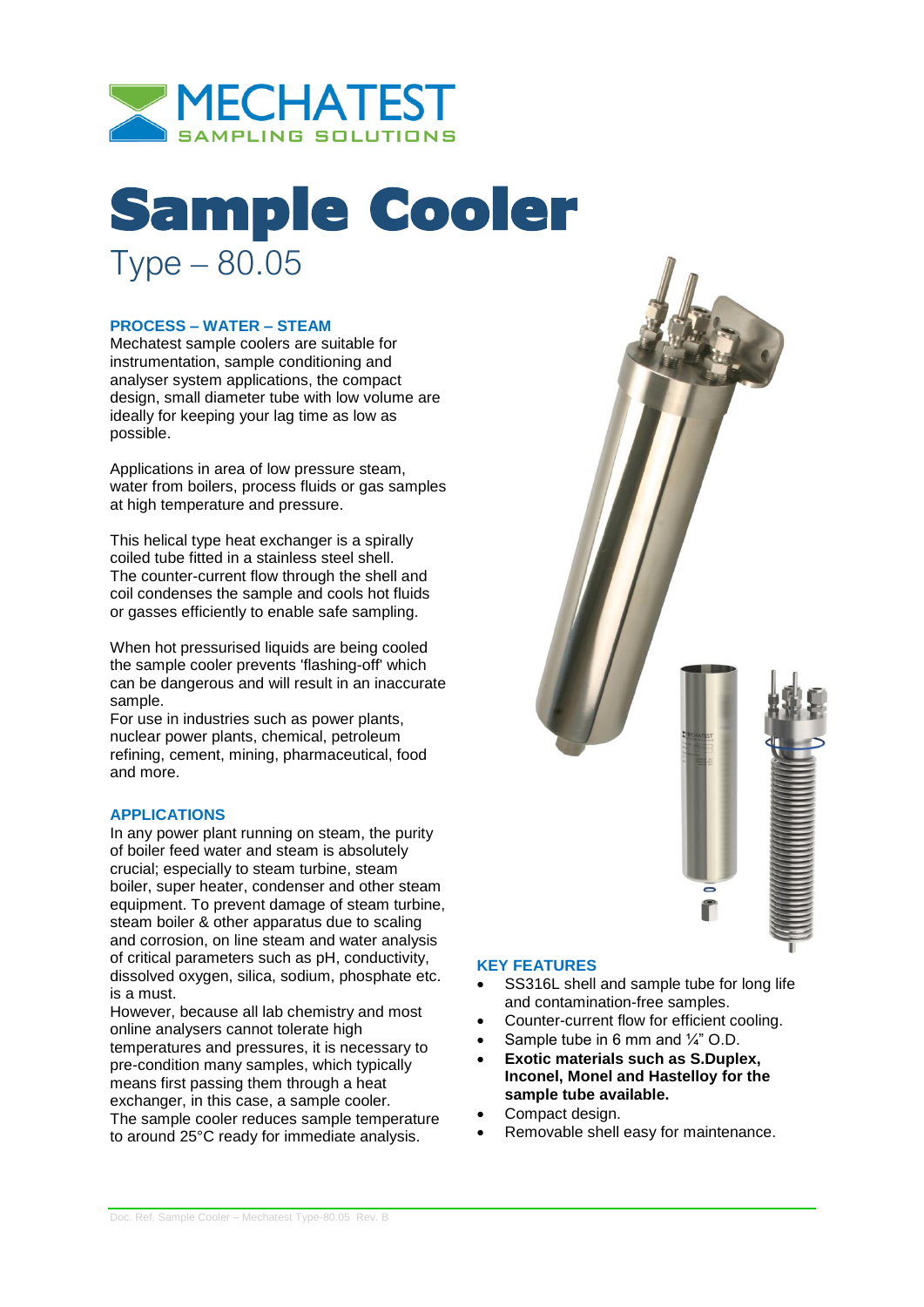MECHATEST
SAMPLING SOLUTIONS

# Sample Cooler

## Type – 80.05

### PROCESS – WATER – STEAM

Mechatest sample coolers are suitable for instrumentation, sample conditioning and analyser system applications, the compact design, small diameter tube with low volume are ideally for keeping your lag time as low as possible.

Applications in area of low pressure steam, water from boilers, process fluids or gas samples at high temperature and pressure.

This helical type heat exchanger is a spirally coiled tube fitted in a stainless steel shell. The counter-current flow through the shell and coil condenses the sample and cools hot fluids or gasses efficiently to enable safe sampling.

When hot pressurised liquids are being cooled the sample cooler prevents 'flashing-off' which can be dangerous and will result in an inaccurate sample.
For use in industries such as power plants, nuclear power plants, chemical, petroleum refining, cement, mining, pharmaceutical, food and more.

### APPLICATIONS

In any power plant running on steam, the purity of boiler feed water and steam is absolutely crucial; especially to steam turbine, steam boiler, super heater, condenser and other steam equipment. To prevent damage of steam turbine, steam boiler & other apparatus due to scaling and corrosion, on line steam and water analysis of critical parameters such as pH, conductivity, dissolved oxygen, silica, sodium, phosphate etc. is a must.
However, because all lab chemistry and most online analysers cannot tolerate high temperatures and pressures, it is necessary to pre-condition many samples, which typically means first passing them through a heat exchanger, in this case, a sample cooler.
The sample cooler reduces sample temperature to around 25°C ready for immediate analysis.

### KEY FEATURES

- SS316L shell and sample tube for long life and contamination-free samples.
- Counter-current flow for efficient cooling.
- Sample tube in 6 mm and ¼" O.D.
- **Exotic materials such as S.Duplex, Inconel, Monel and Hastelloy for the sample tube available.**
- Compact design.
- Removable shell easy for maintenance.

Doc. Ref. Sample Cooler – Mechatest Type-80.05 Rev. B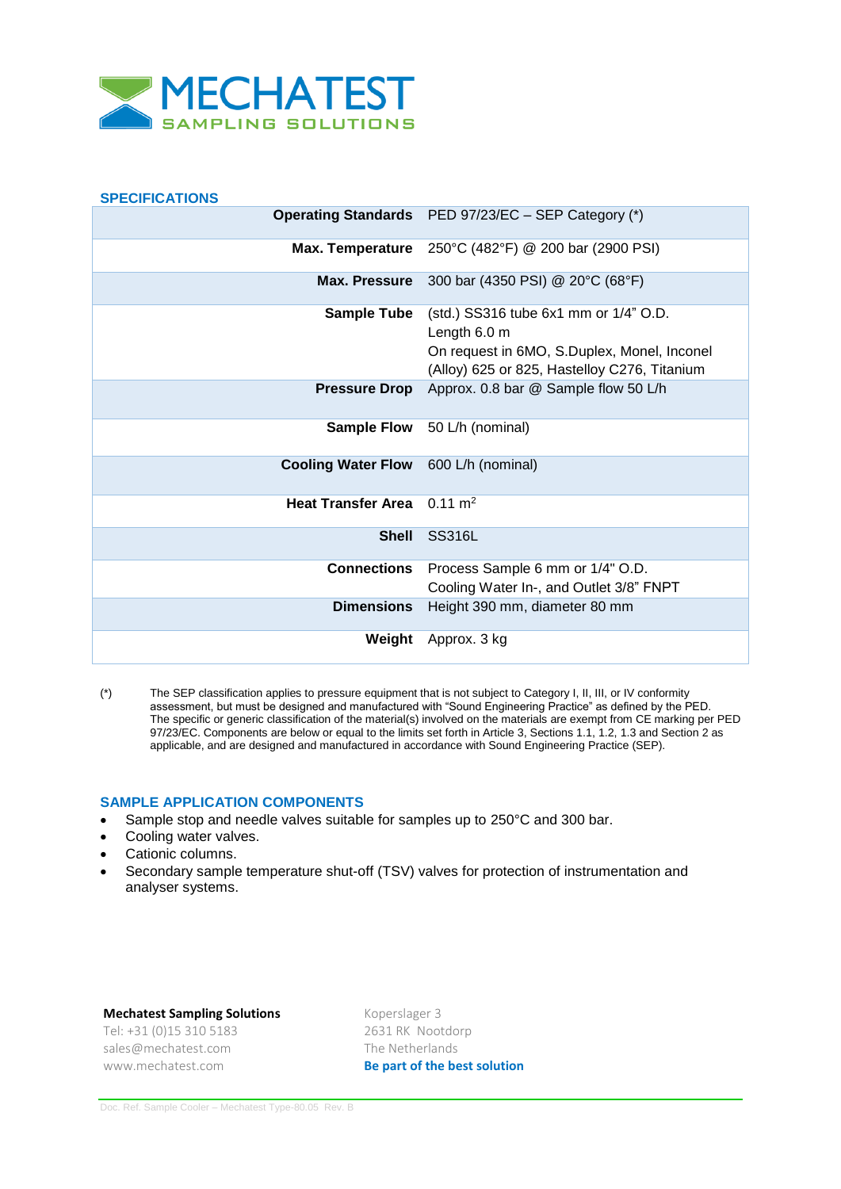MECHATEST
SAMPLING SOLUTIONS

## SPECIFICATIONS

| | |
|---|---|
| **Operating Standards** | PED 97/23/EC – SEP Category (*) |
| **Max. Temperature** | 250°C (482°F) @ 200 bar (2900 PSI) |
| **Max. Pressure** | 300 bar (4350 PSI) @ 20°C (68°F) |
| **Sample Tube** | (std.) SS316 tube 6x1 mm or 1/4" O.D.<br>Length 6.0 m<br>On request in 6MO, S.Duplex, Monel, Inconel (Alloy) 625 or 825, Hastelloy C276, Titanium |
| **Pressure Drop** | Approx. 0.8 bar @ Sample flow 50 L/h |
| **Sample Flow** | 50 L/h (nominal) |
| **Cooling Water Flow** | 600 L/h (nominal) |
| **Heat Transfer Area** | 0.11 $m^2$ |
| **Shell** | SS316L |
| **Connections** | Process Sample 6 mm or 1/4" O.D.<br>Cooling Water In-, and Outlet 3/8" FNPT |
| **Dimensions** | Height 390 mm, diameter 80 mm |
| **Weight** | Approx. 3 kg |

(*) The SEP classification applies to pressure equipment that is not subject to Category I, II, III, or IV conformity assessment, but must be designed and manufactured with "Sound Engineering Practice" as defined by the PED. The specific or generic classification of the material(s) involved on the materials are exempt from CE marking per PED 97/23/EC. Components are below or equal to the limits set forth in Article 3, Sections 1.1, 1.2, 1.3 and Section 2 as applicable, and are designed and manufactured in accordance with Sound Engineering Practice (SEP).

## SAMPLE APPLICATION COMPONENTS

- Sample stop and needle valves suitable for samples up to 250°C and 300 bar.
- Cooling water valves.
- Cationic columns.
- Secondary sample temperature shut-off (TSV) valves for protection of instrumentation and analyser systems.

**Mechatest Sampling Solutions**
Tel: +31 (0)15 310 5183
sales@mechatest.com
www.mechatest.com

Koperslager 3
2631 RK Nootdorp
The Netherlands
**Be part of the best solution**

Doc. Ref. Sample Cooler – Mechatest Type-80.05 Rev. B